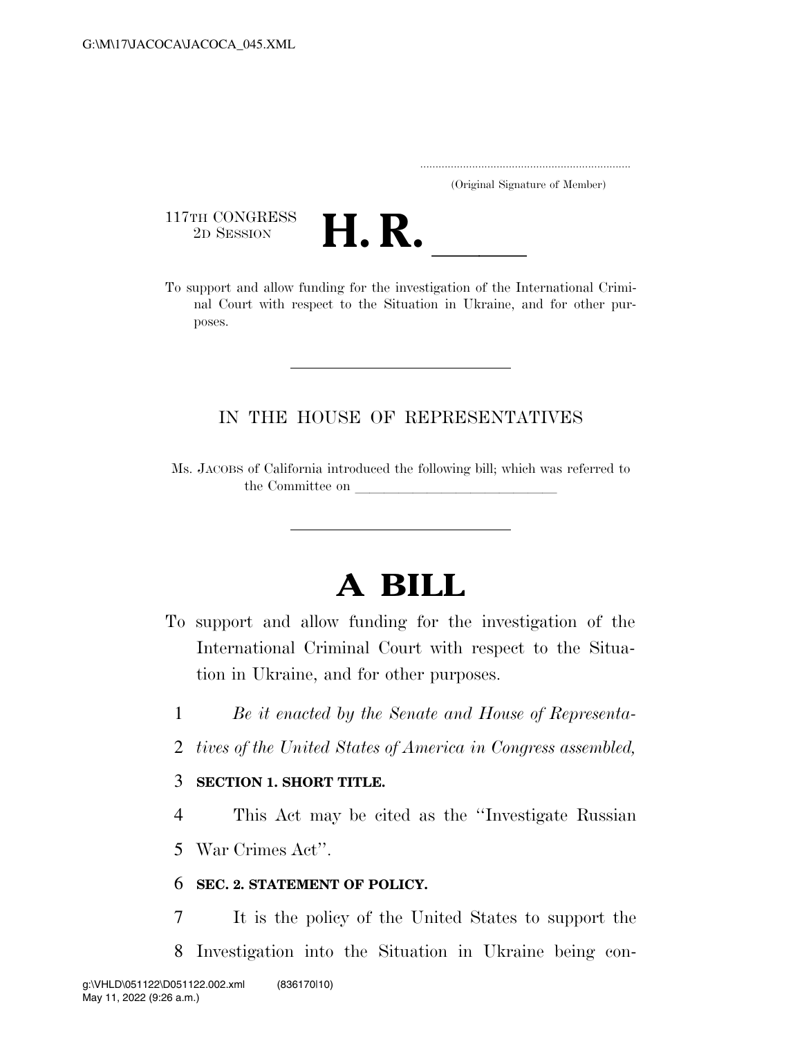(Original Signature of Member)

117TH CONGRESS
2D SESSION

# H. R. \_\_\_\_\_

To support and allow funding for the investigation of the International Criminal Court with respect to the Situation in Ukraine, and for other purposes.

---

IN THE HOUSE OF REPRESENTATIVES

Ms. JACOBS of California introduced the following bill; which was referred to the Committee on \_\_\_\_\_\_\_\_\_\_\_\_\_\_\_\_\_\_\_\_\_\_\_\_\_\_\_\_\_\_

---

# A BILL

To support and allow funding for the investigation of the International Criminal Court with respect to the Situation in Ukraine, and for other purposes.

1 *Be it enacted by the Senate and House of Representa-*
2 *tives of the United States of America in Congress assembled,*

3 **SECTION 1. SHORT TITLE.**

4 This Act may be cited as the "Investigate Russian
5 War Crimes Act".

6 **SEC. 2. STATEMENT OF POLICY.**

7 It is the policy of the United States to support the
8 Investigation into the Situation in Ukraine being con-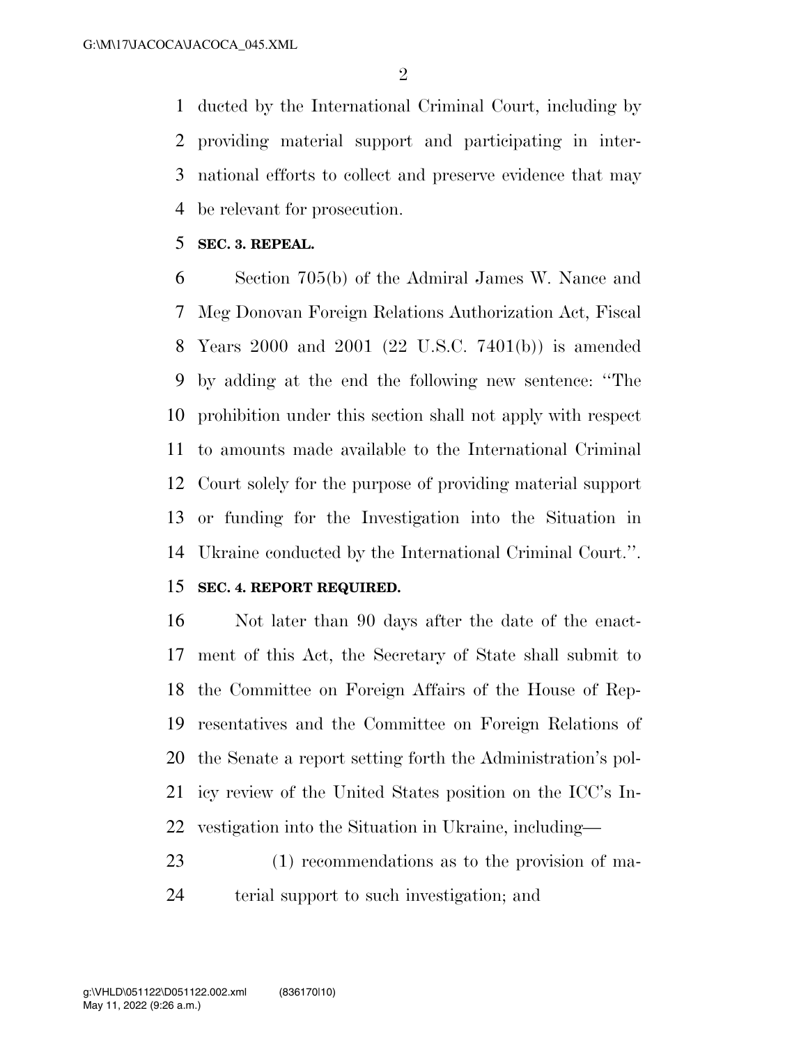ducted by the International Criminal Court, including by providing material support and participating in international efforts to collect and preserve evidence that may be relevant for prosecution.

**SEC. 3. REPEAL.**

Section 705(b) of the Admiral James W. Nance and Meg Donovan Foreign Relations Authorization Act, Fiscal Years 2000 and 2001 (22 U.S.C. 7401(b)) is amended by adding at the end the following new sentence: ''The prohibition under this section shall not apply with respect to amounts made available to the International Criminal Court solely for the purpose of providing material support or funding for the Investigation into the Situation in Ukraine conducted by the International Criminal Court.''.

**SEC. 4. REPORT REQUIRED.**

Not later than 90 days after the date of the enactment of this Act, the Secretary of State shall submit to the Committee on Foreign Affairs of the House of Representatives and the Committee on Foreign Relations of the Senate a report setting forth the Administration's policy review of the United States position on the ICC's Investigation into the Situation in Ukraine, including—

(1) recommendations as to the provision of material support to such investigation; and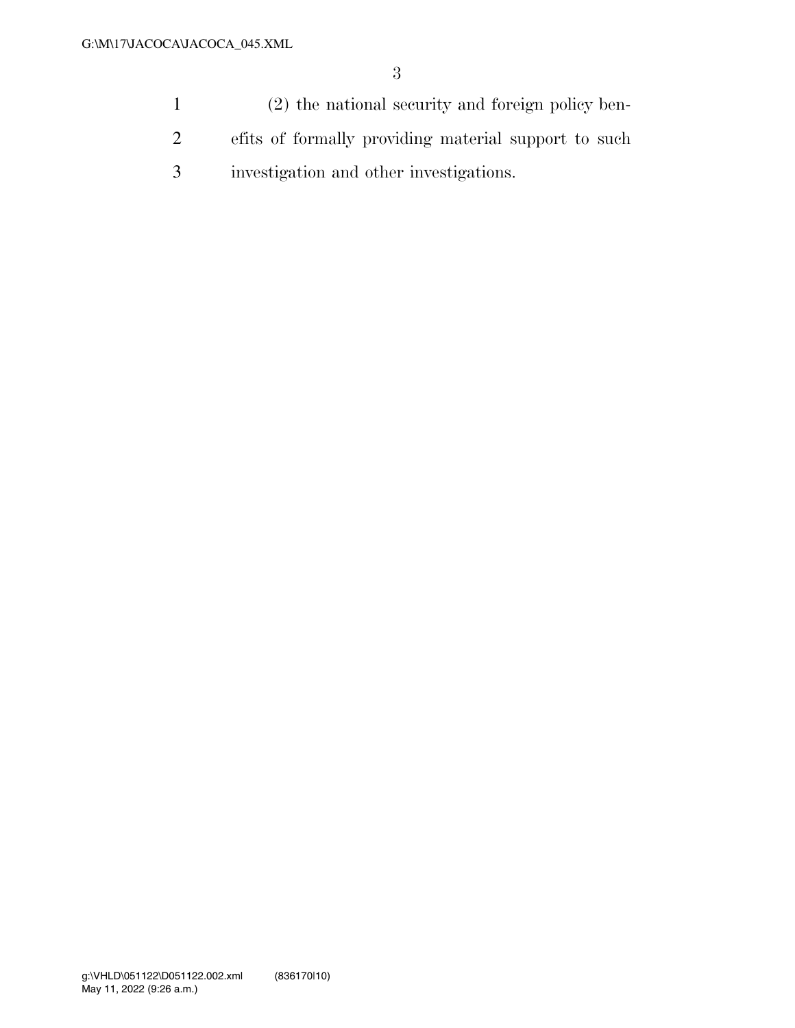(2) the national security and foreign policy benefits of formally providing material support to such investigation and other investigations.